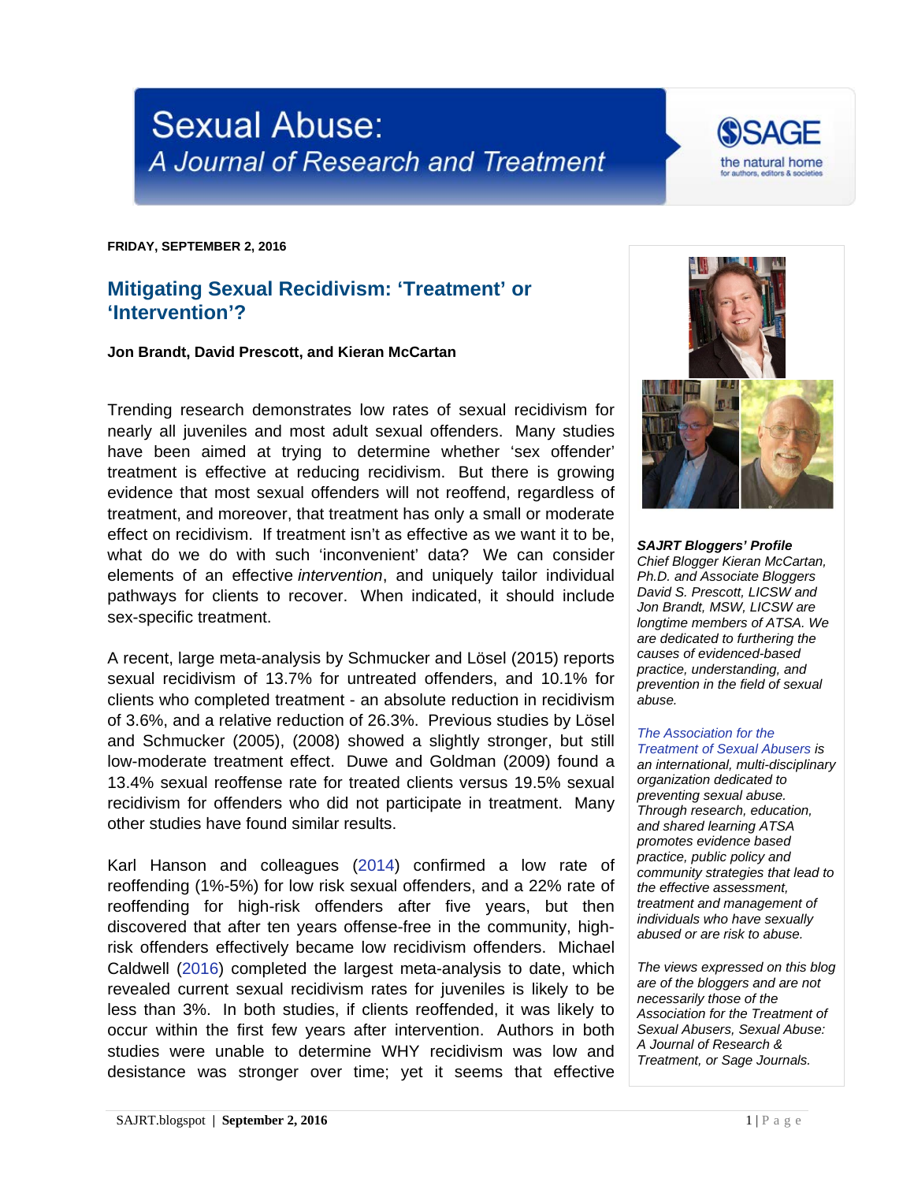# Sexual Abuse: A Journal of Research and Treatment

**FRIDAY, SEPTEMBER 2, 2016**

## Mitigating Sexual Recidivism: 'Treatment' or 'Intervention'?

**Jon Brandt, David Prescott, and Kieran McCartan**

Trending research demonstrates low rates of sexual recidivism for nearly all juveniles and most adult sexual offenders. Many studies have been aimed at trying to determine whether 'sex offender' treatment is effective at reducing recidivism. But there is growing evidence that most sexual offenders will not reoffend, regardless of treatment, and moreover, that treatment has only a small or moderate effect on recidivism. If treatment isn't as effective as we want it to be, what do we do with such 'inconvenient' data? We can consider elements of an effective *intervention*, and uniquely tailor individual pathways for clients to recover. When indicated, it should include sex-specific treatment.

A recent, large meta-analysis by Schmucker and Lösel (2015) reports sexual recidivism of 13.7% for untreated offenders, and 10.1% for clients who completed treatment - an absolute reduction in recidivism of 3.6%, and a relative reduction of 26.3%. Previous studies by Lösel and Schmucker (2005), (2008) showed a slightly stronger, but still low-moderate treatment effect. Duwe and Goldman (2009) found a 13.4% sexual reoffense rate for treated clients versus 19.5% sexual recidivism for offenders who did not participate in treatment. Many other studies have found similar results.

Karl Hanson and colleagues (2014) confirmed a low rate of reoffending (1%-5%) for low risk sexual offenders, and a 22% rate of reoffending for high-risk offenders after five years, but then discovered that after ten years offense-free in the community, high-risk offenders effectively became low recidivism offenders. Michael Caldwell (2016) completed the largest meta-analysis to date, which revealed current sexual recidivism rates for juveniles is likely to be less than 3%. In both studies, if clients reoffended, it was likely to occur within the first few years after intervention. Authors in both studies were unable to determine WHY recidivism was low and desistance was stronger over time; yet it seems that effective

***SAJRT Bloggers' Profile***
*Chief Blogger Kieran McCartan, Ph.D. and Associate Bloggers David S. Prescott, LICSW and Jon Brandt, MSW, LICSW are longtime members of ATSA. We are dedicated to furthering the causes of evidenced-based practice, understanding, and prevention in the field of sexual abuse.*

*The Association for the Treatment of Sexual Abusers is an international, multi-disciplinary organization dedicated to preventing sexual abuse. Through research, education, and shared learning ATSA promotes evidence based practice, public policy and community strategies that lead to the effective assessment, treatment and management of individuals who have sexually abused or are risk to abuse.*

*The views expressed on this blog are of the bloggers and are not necessarily those of the Association for the Treatment of Sexual Abusers, Sexual Abuse: A Journal of Research & Treatment, or Sage Journals.*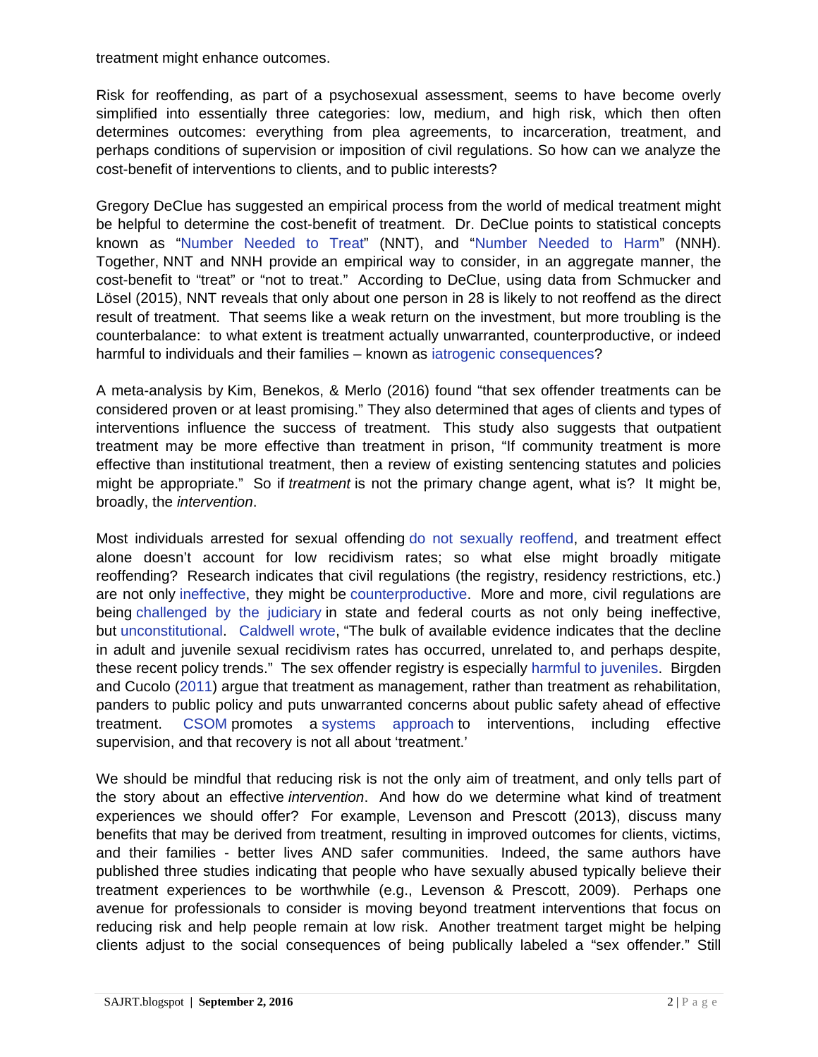treatment might enhance outcomes.

Risk for reoffending, as part of a psychosexual assessment, seems to have become overly simplified into essentially three categories: low, medium, and high risk, which then often determines outcomes: everything from plea agreements, to incarceration, treatment, and perhaps conditions of supervision or imposition of civil regulations. So how can we analyze the cost-benefit of interventions to clients, and to public interests?

Gregory DeClue has suggested an empirical process from the world of medical treatment might be helpful to determine the cost-benefit of treatment. Dr. DeClue points to statistical concepts known as "Number Needed to Treat" (NNT), and "Number Needed to Harm" (NNH). Together, NNT and NNH provide an empirical way to consider, in an aggregate manner, the cost-benefit to "treat" or "not to treat." According to DeClue, using data from Schmucker and Lösel (2015), NNT reveals that only about one person in 28 is likely to not reoffend as the direct result of treatment. That seems like a weak return on the investment, but more troubling is the counterbalance: to what extent is treatment actually unwarranted, counterproductive, or indeed harmful to individuals and their families – known as iatrogenic consequences?

A meta-analysis by Kim, Benekos, & Merlo (2016) found "that sex offender treatments can be considered proven or at least promising." They also determined that ages of clients and types of interventions influence the success of treatment. This study also suggests that outpatient treatment may be more effective than treatment in prison, "If community treatment is more effective than institutional treatment, then a review of existing sentencing statutes and policies might be appropriate." So if *treatment* is not the primary change agent, what is? It might be, broadly, the *intervention*.

Most individuals arrested for sexual offending do not sexually reoffend, and treatment effect alone doesn't account for low recidivism rates; so what else might broadly mitigate reoffending? Research indicates that civil regulations (the registry, residency restrictions, etc.) are not only ineffective, they might be counterproductive. More and more, civil regulations are being challenged by the judiciary in state and federal courts as not only being ineffective, but unconstitutional. Caldwell wrote, "The bulk of available evidence indicates that the decline in adult and juvenile sexual recidivism rates has occurred, unrelated to, and perhaps despite, these recent policy trends." The sex offender registry is especially harmful to juveniles. Birgden and Cucolo (2011) argue that treatment as management, rather than treatment as rehabilitation, panders to public policy and puts unwarranted concerns about public safety ahead of effective treatment. CSOM promotes a systems approach to interventions, including effective supervision, and that recovery is not all about 'treatment.'

We should be mindful that reducing risk is not the only aim of treatment, and only tells part of the story about an effective *intervention*. And how do we determine what kind of treatment experiences we should offer? For example, Levenson and Prescott (2013), discuss many benefits that may be derived from treatment, resulting in improved outcomes for clients, victims, and their families - better lives AND safer communities. Indeed, the same authors have published three studies indicating that people who have sexually abused typically believe their treatment experiences to be worthwhile (e.g., Levenson & Prescott, 2009). Perhaps one avenue for professionals to consider is moving beyond treatment interventions that focus on reducing risk and help people remain at low risk. Another treatment target might be helping clients adjust to the social consequences of being publically labeled a "sex offender." Still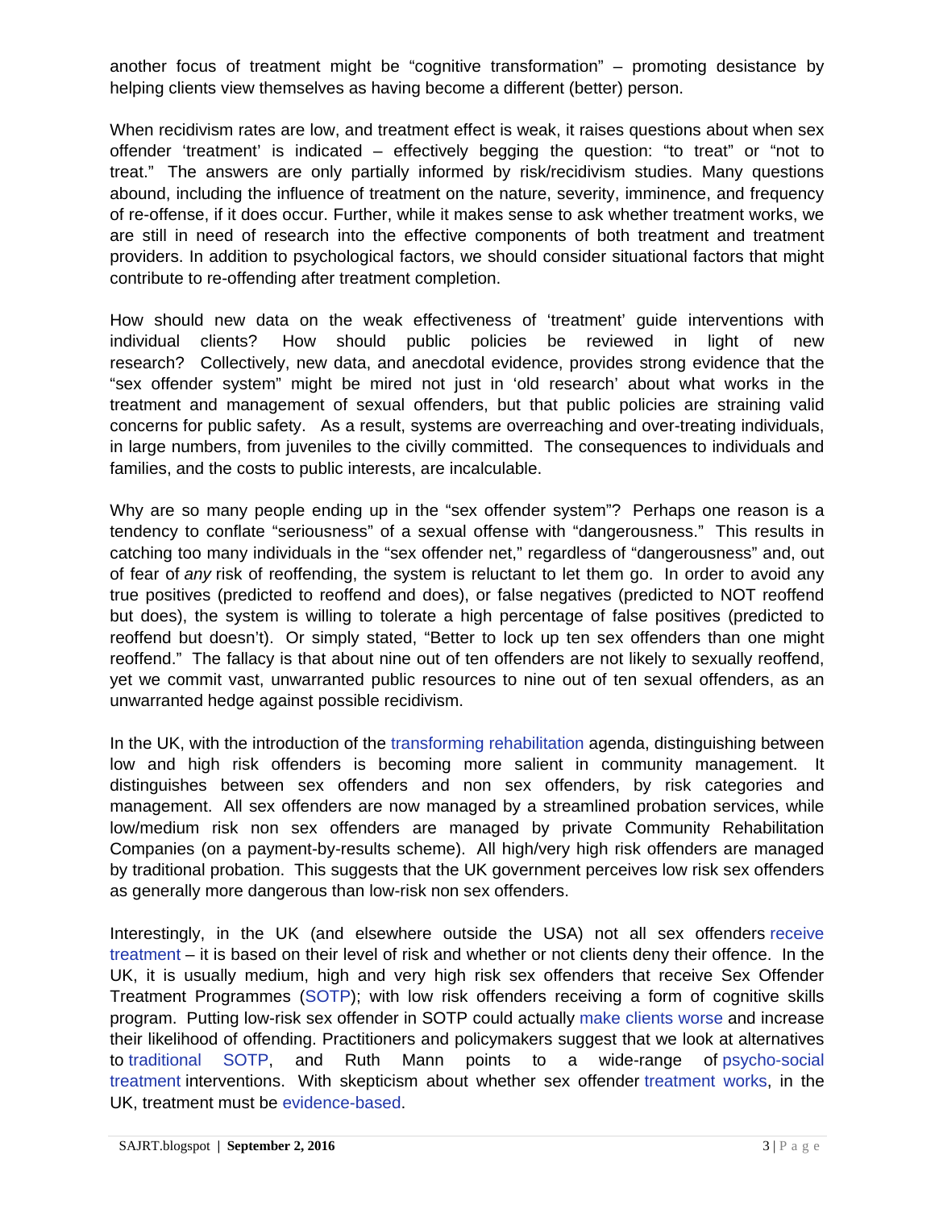another focus of treatment might be "cognitive transformation" – promoting desistance by helping clients view themselves as having become a different (better) person.

When recidivism rates are low, and treatment effect is weak, it raises questions about when sex offender 'treatment' is indicated – effectively begging the question: "to treat" or "not to treat." The answers are only partially informed by risk/recidivism studies. Many questions abound, including the influence of treatment on the nature, severity, imminence, and frequency of re-offense, if it does occur. Further, while it makes sense to ask whether treatment works, we are still in need of research into the effective components of both treatment and treatment providers. In addition to psychological factors, we should consider situational factors that might contribute to re-offending after treatment completion.

How should new data on the weak effectiveness of 'treatment' guide interventions with individual clients? How should public policies be reviewed in light of new research? Collectively, new data, and anecdotal evidence, provides strong evidence that the "sex offender system" might be mired not just in 'old research' about what works in the treatment and management of sexual offenders, but that public policies are straining valid concerns for public safety. As a result, systems are overreaching and over-treating individuals, in large numbers, from juveniles to the civilly committed. The consequences to individuals and families, and the costs to public interests, are incalculable.

Why are so many people ending up in the "sex offender system"? Perhaps one reason is a tendency to conflate "seriousness" of a sexual offense with "dangerousness." This results in catching too many individuals in the "sex offender net," regardless of "dangerousness" and, out of fear of *any* risk of reoffending, the system is reluctant to let them go. In order to avoid any true positives (predicted to reoffend and does), or false negatives (predicted to NOT reoffend but does), the system is willing to tolerate a high percentage of false positives (predicted to reoffend but doesn't). Or simply stated, "Better to lock up ten sex offenders than one might reoffend." The fallacy is that about nine out of ten offenders are not likely to sexually reoffend, yet we commit vast, unwarranted public resources to nine out of ten sexual offenders, as an unwarranted hedge against possible recidivism.

In the UK, with the introduction of the transforming rehabilitation agenda, distinguishing between low and high risk offenders is becoming more salient in community management. It distinguishes between sex offenders and non sex offenders, by risk categories and management. All sex offenders are now managed by a streamlined probation services, while low/medium risk non sex offenders are managed by private Community Rehabilitation Companies (on a payment-by-results scheme). All high/very high risk offenders are managed by traditional probation. This suggests that the UK government perceives low risk sex offenders as generally more dangerous than low-risk non sex offenders.

Interestingly, in the UK (and elsewhere outside the USA) not all sex offenders receive treatment – it is based on their level of risk and whether or not clients deny their offence. In the UK, it is usually medium, high and very high risk sex offenders that receive Sex Offender Treatment Programmes (SOTP); with low risk offenders receiving a form of cognitive skills program. Putting low-risk sex offender in SOTP could actually make clients worse and increase their likelihood of offending. Practitioners and policymakers suggest that we look at alternatives to traditional SOTP, and Ruth Mann points to a wide-range of psycho-social treatment interventions. With skepticism about whether sex offender treatment works, in the UK, treatment must be evidence-based.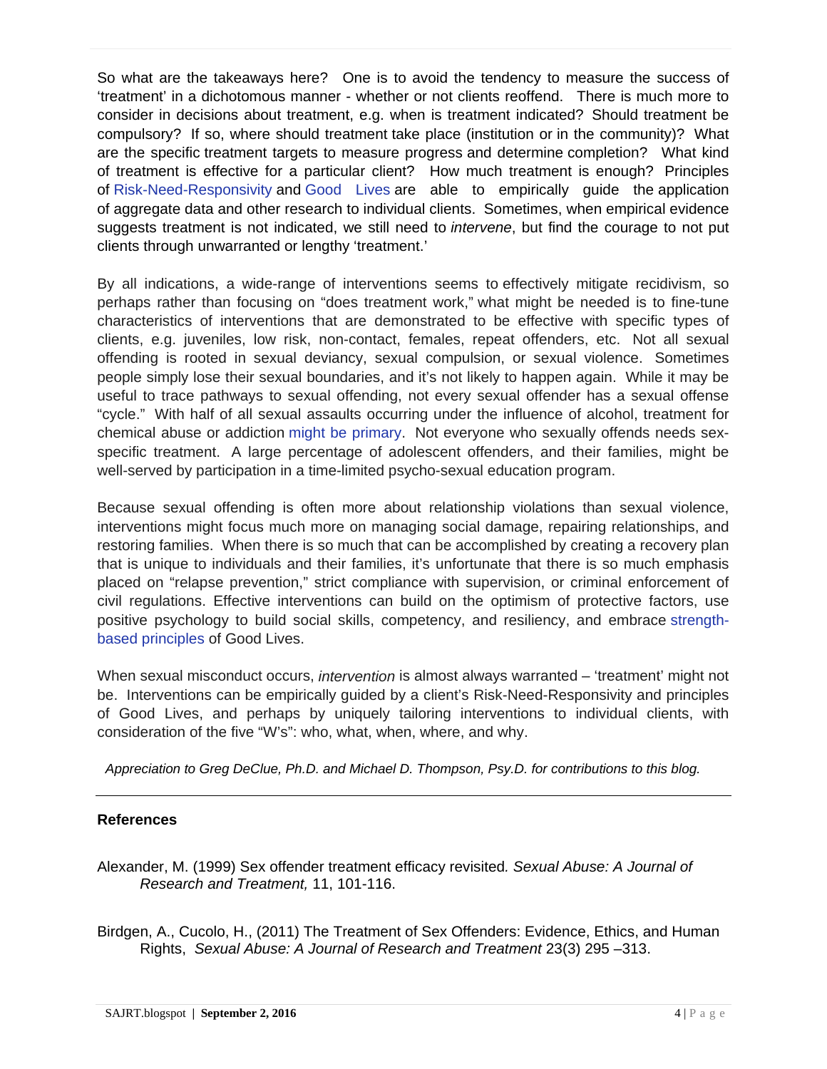So what are the takeaways here? One is to avoid the tendency to measure the success of 'treatment' in a dichotomous manner - whether or not clients reoffend. There is much more to consider in decisions about treatment, e.g. when is treatment indicated? Should treatment be compulsory? If so, where should treatment take place (institution or in the community)? What are the specific treatment targets to measure progress and determine completion? What kind of treatment is effective for a particular client? How much treatment is enough? Principles of Risk-Need-Responsivity and Good Lives are able to empirically guide the application of aggregate data and other research to individual clients. Sometimes, when empirical evidence suggests treatment is not indicated, we still need to *intervene*, but find the courage to not put clients through unwarranted or lengthy 'treatment.'

By all indications, a wide-range of interventions seems to effectively mitigate recidivism, so perhaps rather than focusing on "does treatment work," what might be needed is to fine-tune characteristics of interventions that are demonstrated to be effective with specific types of clients, e.g. juveniles, low risk, non-contact, females, repeat offenders, etc. Not all sexual offending is rooted in sexual deviancy, sexual compulsion, or sexual violence. Sometimes people simply lose their sexual boundaries, and it's not likely to happen again. While it may be useful to trace pathways to sexual offending, not every sexual offender has a sexual offense "cycle." With half of all sexual assaults occurring under the influence of alcohol, treatment for chemical abuse or addiction might be primary. Not everyone who sexually offends needs sex-specific treatment. A large percentage of adolescent offenders, and their families, might be well-served by participation in a time-limited psycho-sexual education program.

Because sexual offending is often more about relationship violations than sexual violence, interventions might focus much more on managing social damage, repairing relationships, and restoring families. When there is so much that can be accomplished by creating a recovery plan that is unique to individuals and their families, it's unfortunate that there is so much emphasis placed on "relapse prevention," strict compliance with supervision, or criminal enforcement of civil regulations. Effective interventions can build on the optimism of protective factors, use positive psychology to build social skills, competency, and resiliency, and embrace strength-based principles of Good Lives.

When sexual misconduct occurs, *intervention* is almost always warranted – 'treatment' might not be. Interventions can be empirically guided by a client's Risk-Need-Responsivity and principles of Good Lives, and perhaps by uniquely tailoring interventions to individual clients, with consideration of the five "W's": who, what, when, where, and why.

*Appreciation to Greg DeClue, Ph.D. and Michael D. Thompson, Psy.D. for contributions to this blog.*

---

**References**

Alexander, M. (1999) Sex offender treatment efficacy revisited*. Sexual Abuse: A Journal of Research and Treatment,* 11, 101-116.

Birdgen, A., Cucolo, H., (2011) The Treatment of Sex Offenders: Evidence, Ethics, and Human Rights, *Sexual Abuse: A Journal of Research and Treatment* 23(3) 295 –313.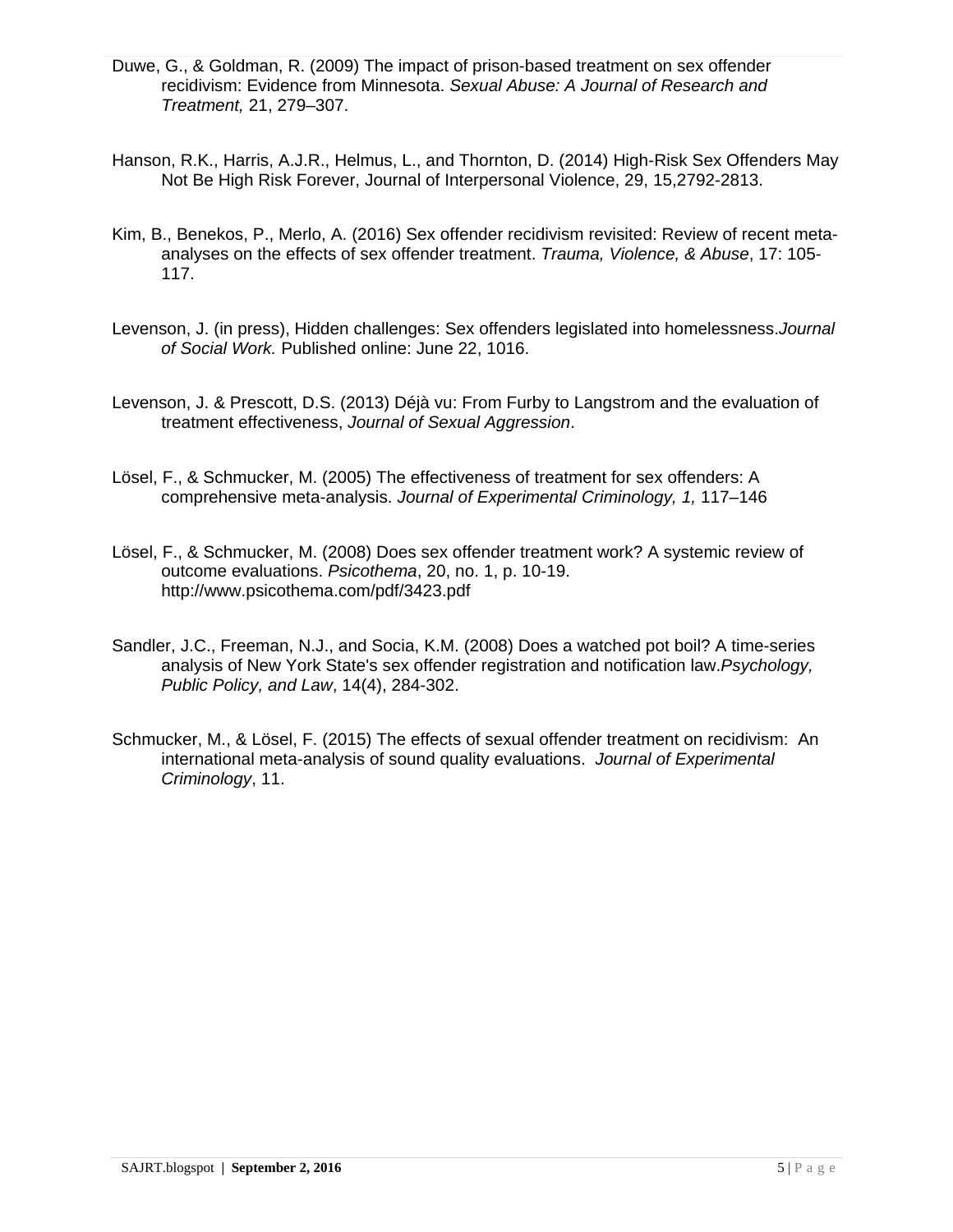Duwe, G., & Goldman, R. (2009) The impact of prison-based treatment on sex offender recidivism: Evidence from Minnesota. *Sexual Abuse: A Journal of Research and Treatment,* 21, 279–307.

Hanson, R.K., Harris, A.J.R., Helmus, L., and Thornton, D. (2014) High-Risk Sex Offenders May Not Be High Risk Forever, Journal of Interpersonal Violence, 29, 15,2792-2813.

Kim, B., Benekos, P., Merlo, A. (2016) Sex offender recidivism revisited: Review of recent meta-analyses on the effects of sex offender treatment. *Trauma, Violence, & Abuse*, 17: 105-117.

Levenson, J. (in press), Hidden challenges: Sex offenders legislated into homelessness.*Journal of Social Work.* Published online: June 22, 1016.

Levenson, J. & Prescott, D.S. (2013) Déjà vu: From Furby to Langstrom and the evaluation of treatment effectiveness, *Journal of Sexual Aggression*.

Lösel, F., & Schmucker, M. (2005) The effectiveness of treatment for sex offenders: A comprehensive meta-analysis. *Journal of Experimental Criminology, 1,* 117–146

Lösel, F., & Schmucker, M. (2008) Does sex offender treatment work? A systemic review of outcome evaluations. *Psicothema*, 20, no. 1, p. 10-19. http://www.psicothema.com/pdf/3423.pdf

Sandler, J.C., Freeman, N.J., and Socia, K.M. (2008) Does a watched pot boil? A time-series analysis of New York State's sex offender registration and notification law.*Psychology, Public Policy, and Law*, 14(4), 284-302.

Schmucker, M., & Lösel, F. (2015) The effects of sexual offender treatment on recidivism: An international meta-analysis of sound quality evaluations. *Journal of Experimental Criminology*, 11.